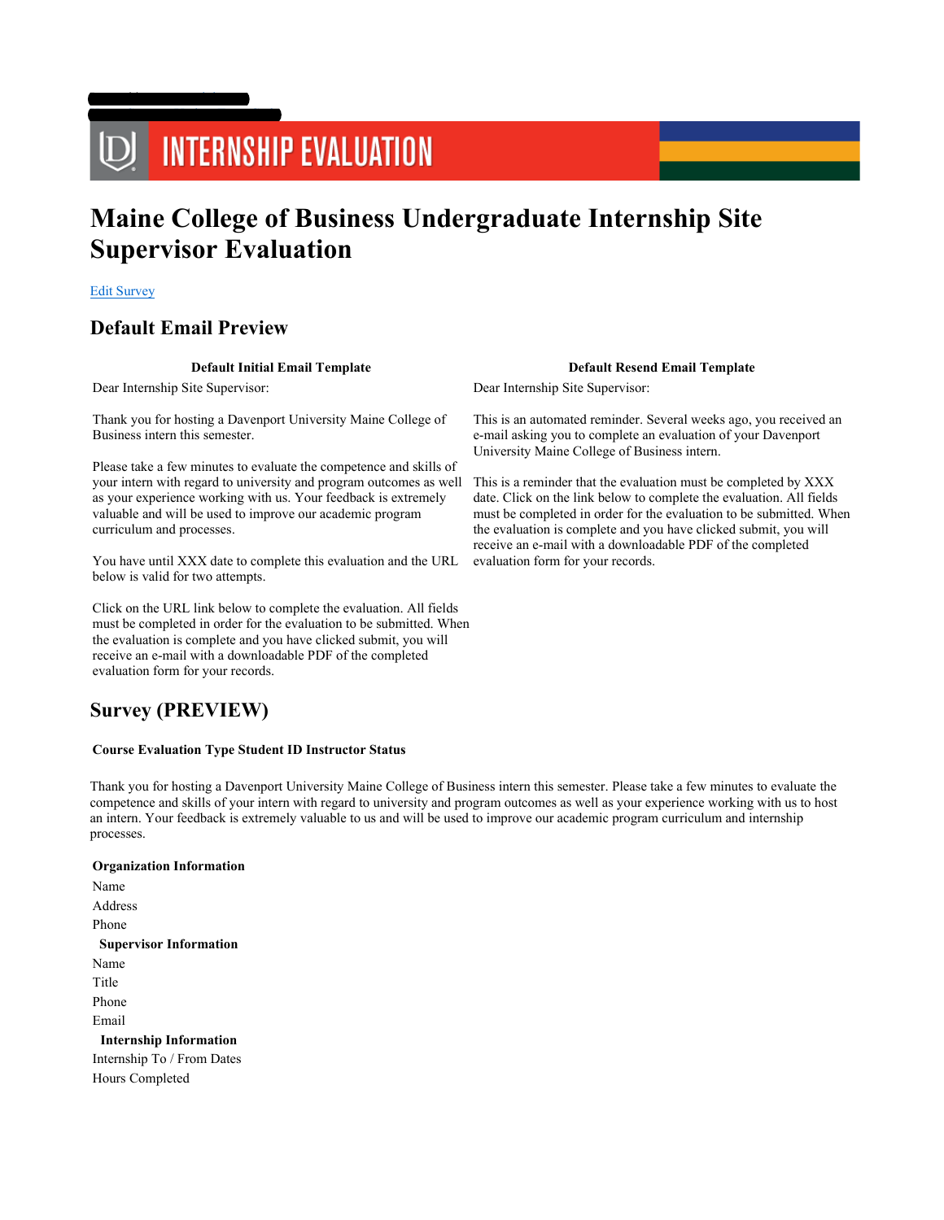# INTERNSHIP EVALUATION

# Maine College of Business Undergraduate Internship Site Supervisor Evaluation

Edit Survey

## Default Email Preview

| Default Initial Email Template | Default Resend Email Template |
|---|---|
| Dear Internship Site Supervisor:<br><br>Thank you for hosting a Davenport University Maine College of Business intern this semester.<br><br>Please take a few minutes to evaluate the competence and skills of your intern with regard to university and program outcomes as well as your experience working with us. Your feedback is extremely valuable and will be used to improve our academic program curriculum and processes.<br><br>You have until XXX date to complete this evaluation and the URL below is valid for two attempts.<br><br>Click on the URL link below to complete the evaluation. All fields must be completed in order for the evaluation to be submitted. When the evaluation is complete and you have clicked submit, you will receive an e-mail with a downloadable PDF of the completed evaluation form for your records. | Dear Internship Site Supervisor:<br><br>This is an automated reminder. Several weeks ago, you received an e-mail asking you to complete an evaluation of your Davenport University Maine College of Business intern.<br><br>This is a reminder that the evaluation must be completed by XXX date. Click on the link below to complete the evaluation. All fields must be completed in order for the evaluation to be submitted. When the evaluation is complete and you have clicked submit, you will receive an e-mail with a downloadable PDF of the completed evaluation form for your records. |

## Survey (PREVIEW)

**Course Evaluation Type Student ID Instructor Status**

Thank you for hosting a Davenport University Maine College of Business intern this semester. Please take a few minutes to evaluate the competence and skills of your intern with regard to university and program outcomes as well as your experience working with us to host an intern. Your feedback is extremely valuable to us and will be used to improve our academic program curriculum and internship processes.

**Organization Information**

Name

Address

Phone

**Supervisor Information**

Name

Title

Phone

Email

**Internship Information**

Internship To / From Dates

Hours Completed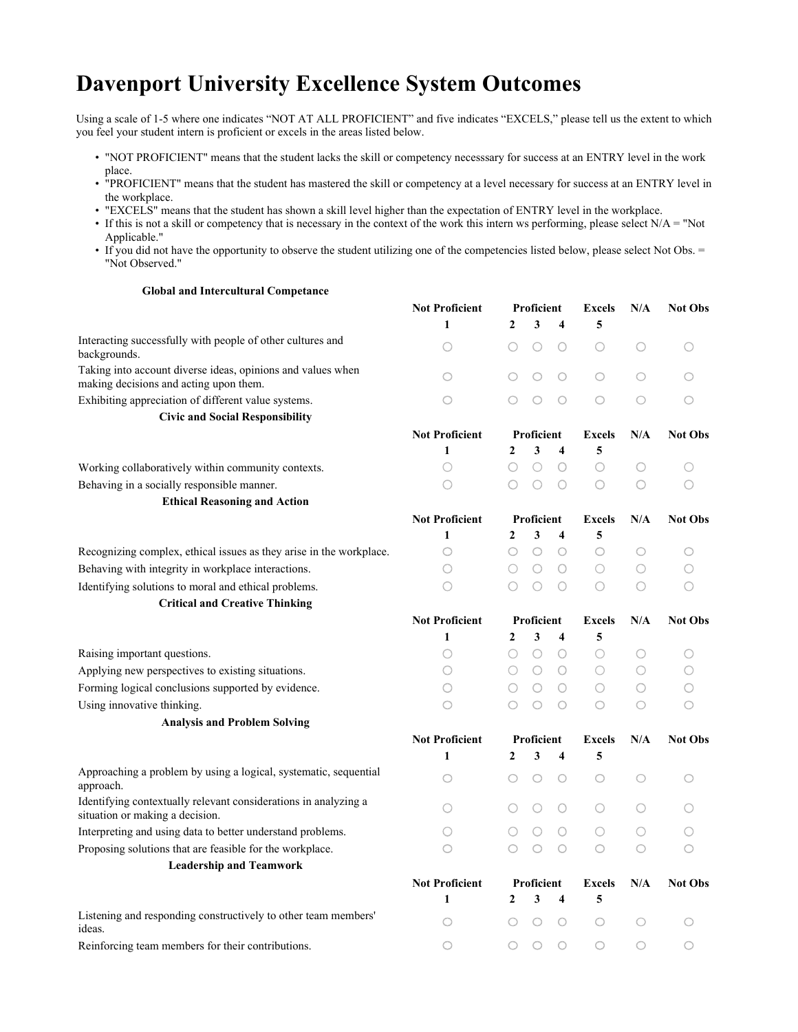# Davenport University Excellence System Outcomes

Using a scale of 1-5 where one indicates "NOT AT ALL PROFICIENT" and five indicates "EXCELS," please tell us the extent to which you feel your student intern is proficient or excels in the areas listed below.

- "NOT PROFICIENT" means that the student lacks the skill or competency necesssary for success at an ENTRY level in the work place.
- "PROFICIENT" means that the student has mastered the skill or competency at a level necessary for success at an ENTRY level in the workplace.
- "EXCELS" means that the student has shown a skill level higher than the expectation of ENTRY level in the workplace.
- If this is not a skill or competency that is necessary in the context of the work this intern ws performing, please select N/A = "Not Applicable."
- If you did not have the opportunity to observe the student utilizing one of the competencies listed below, please select Not Obs. = "Not Observed."

**Global and Intercultural Competance**

| | Not Proficient | Proficient | | | Excels | N/A | Not Obs |
|---|---|---|---|---|---|---|---|
| | 1 | 2 | 3 | 4 | 5 | | |
| Interacting successfully with people of other cultures and backgrounds. | ○ | ○ | ○ | ○ | ○ | ○ | ○ |
| Taking into account diverse ideas, opinions and values when making decisions and acting upon them. | ○ | ○ | ○ | ○ | ○ | ○ | ○ |
| Exhibiting appreciation of different value systems. | ○ | ○ | ○ | ○ | ○ | ○ | ○ |

**Civic and Social Responsibility**

| | Not Proficient | Proficient | | | Excels | N/A | Not Obs |
|---|---|---|---|---|---|---|---|
| | 1 | 2 | 3 | 4 | 5 | | |
| Working collaboratively within community contexts. | ○ | ○ | ○ | ○ | ○ | ○ | ○ |
| Behaving in a socially responsible manner. | ○ | ○ | ○ | ○ | ○ | ○ | ○ |

**Ethical Reasoning and Action**

| | Not Proficient | Proficient | | | Excels | N/A | Not Obs |
|---|---|---|---|---|---|---|---|
| | 1 | 2 | 3 | 4 | 5 | | |
| Recognizing complex, ethical issues as they arise in the workplace. | ○ | ○ | ○ | ○ | ○ | ○ | ○ |
| Behaving with integrity in workplace interactions. | ○ | ○ | ○ | ○ | ○ | ○ | ○ |
| Identifying solutions to moral and ethical problems. | ○ | ○ | ○ | ○ | ○ | ○ | ○ |

**Critical and Creative Thinking**

| | Not Proficient | Proficient | | | Excels | N/A | Not Obs |
|---|---|---|---|---|---|---|---|
| | 1 | 2 | 3 | 4 | 5 | | |
| Raising important questions. | ○ | ○ | ○ | ○ | ○ | ○ | ○ |
| Applying new perspectives to existing situations. | ○ | ○ | ○ | ○ | ○ | ○ | ○ |
| Forming logical conclusions supported by evidence. | ○ | ○ | ○ | ○ | ○ | ○ | ○ |
| Using innovative thinking. | ○ | ○ | ○ | ○ | ○ | ○ | ○ |

**Analysis and Problem Solving**

| | Not Proficient | Proficient | | | Excels | N/A | Not Obs |
|---|---|---|---|---|---|---|---|
| | 1 | 2 | 3 | 4 | 5 | | |
| Approaching a problem by using a logical, systematic, sequential approach. | ○ | ○ | ○ | ○ | ○ | ○ | ○ |
| Identifying contextually relevant considerations in analyzing a situation or making a decision. | ○ | ○ | ○ | ○ | ○ | ○ | ○ |
| Interpreting and using data to better understand problems. | ○ | ○ | ○ | ○ | ○ | ○ | ○ |
| Proposing solutions that are feasible for the workplace. | ○ | ○ | ○ | ○ | ○ | ○ | ○ |

**Leadership and Teamwork**

| | Not Proficient | Proficient | | | Excels | N/A | Not Obs |
|---|---|---|---|---|---|---|---|
| | 1 | 2 | 3 | 4 | 5 | | |
| Listening and responding constructively to other team members' ideas. | ○ | ○ | ○ | ○ | ○ | ○ | ○ |
| Reinforcing team members for their contributions. | ○ | ○ | ○ | ○ | ○ | ○ | ○ |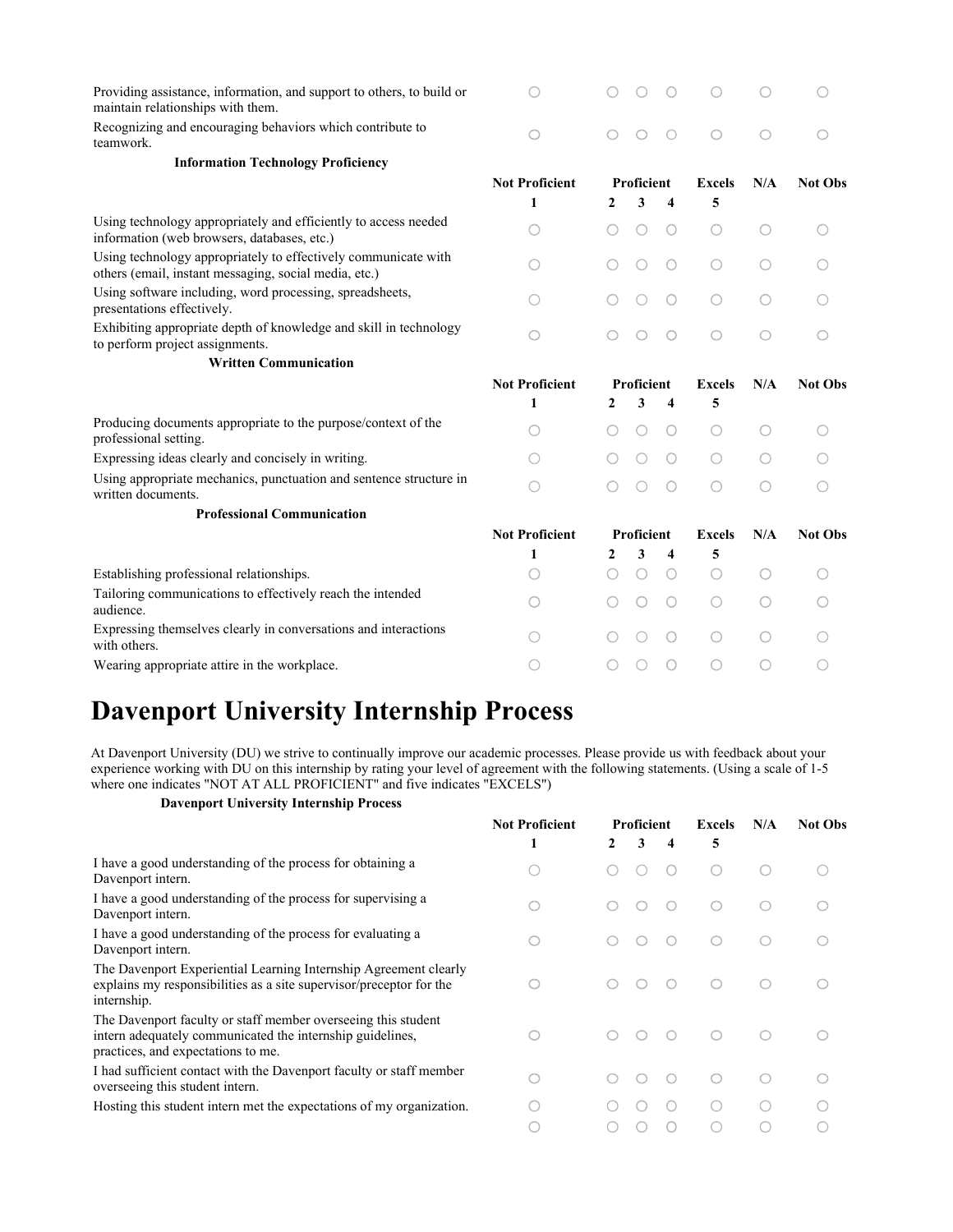| | | | | | | | |
|---|---|---|---|---|---|---|---|
| Providing assistance, information, and support to others, to build or maintain relationships with them. | ○ | ○ | ○ | ○ | ○ | ○ | ○ |
| Recognizing and encouraging behaviors which contribute to teamwork. | ○ | ○ | ○ | ○ | ○ | ○ | ○ |

**Information Technology Proficiency**

| | Not Proficient | Proficient | | | Excels | N/A | Not Obs |
|---|---|---|---|---|---|---|---|
| | 1 | 2 | 3 | 4 | 5 | | |
| Using technology appropriately and efficiently to access needed information (web browsers, databases, etc.) | ○ | ○ | ○ | ○ | ○ | ○ | ○ |
| Using technology appropriately to effectively communicate with others (email, instant messaging, social media, etc.) | ○ | ○ | ○ | ○ | ○ | ○ | ○ |
| Using software including, word processing, spreadsheets, presentations effectively. | ○ | ○ | ○ | ○ | ○ | ○ | ○ |
| Exhibiting appropriate depth of knowledge and skill in technology to perform project assignments. | ○ | ○ | ○ | ○ | ○ | ○ | ○ |

**Written Communication**

| | Not Proficient | Proficient | | | Excels | N/A | Not Obs |
|---|---|---|---|---|---|---|---|
| | 1 | 2 | 3 | 4 | 5 | | |
| Producing documents appropriate to the purpose/context of the professional setting. | ○ | ○ | ○ | ○ | ○ | ○ | ○ |
| Expressing ideas clearly and concisely in writing. | ○ | ○ | ○ | ○ | ○ | ○ | ○ |
| Using appropriate mechanics, punctuation and sentence structure in written documents. | ○ | ○ | ○ | ○ | ○ | ○ | ○ |

**Professional Communication**

| | Not Proficient | Proficient | | | Excels | N/A | Not Obs |
|---|---|---|---|---|---|---|---|
| | 1 | 2 | 3 | 4 | 5 | | |
| Establishing professional relationships. | ○ | ○ | ○ | ○ | ○ | ○ | ○ |
| Tailoring communications to effectively reach the intended audience. | ○ | ○ | ○ | ○ | ○ | ○ | ○ |
| Expressing themselves clearly in conversations and interactions with others. | ○ | ○ | ○ | ○ | ○ | ○ | ○ |
| Wearing appropriate attire in the workplace. | ○ | ○ | ○ | ○ | ○ | ○ | ○ |

# Davenport University Internship Process

At Davenport University (DU) we strive to continually improve our academic processes. Please provide us with feedback about your experience working with DU on this internship by rating your level of agreement with the following statements. (Using a scale of 1-5 where one indicates "NOT AT ALL PROFICIENT" and five indicates "EXCELS")

**Davenport University Internship Process**

| | Not Proficient | Proficient | | | Excels | N/A | Not Obs |
|---|---|---|---|---|---|---|---|
| | 1 | 2 | 3 | 4 | 5 | | |
| I have a good understanding of the process for obtaining a Davenport intern. | ○ | ○ | ○ | ○ | ○ | ○ | ○ |
| I have a good understanding of the process for supervising a Davenport intern. | ○ | ○ | ○ | ○ | ○ | ○ | ○ |
| I have a good understanding of the process for evaluating a Davenport intern. | ○ | ○ | ○ | ○ | ○ | ○ | ○ |
| The Davenport Experiential Learning Internship Agreement clearly explains my responsibilities as a site supervisor/preceptor for the internship. | ○ | ○ | ○ | ○ | ○ | ○ | ○ |
| The Davenport faculty or staff member overseeing this student intern adequately communicated the internship guidelines, practices, and expectations to me. | ○ | ○ | ○ | ○ | ○ | ○ | ○ |
| I had sufficient contact with the Davenport faculty or staff member overseeing this student intern. | ○ | ○ | ○ | ○ | ○ | ○ | ○ |
| Hosting this student intern met the expectations of my organization. | ○ | ○ | ○ | ○ | ○ | ○ | ○ |
| | ○ | ○ | ○ | ○ | ○ | ○ | ○ |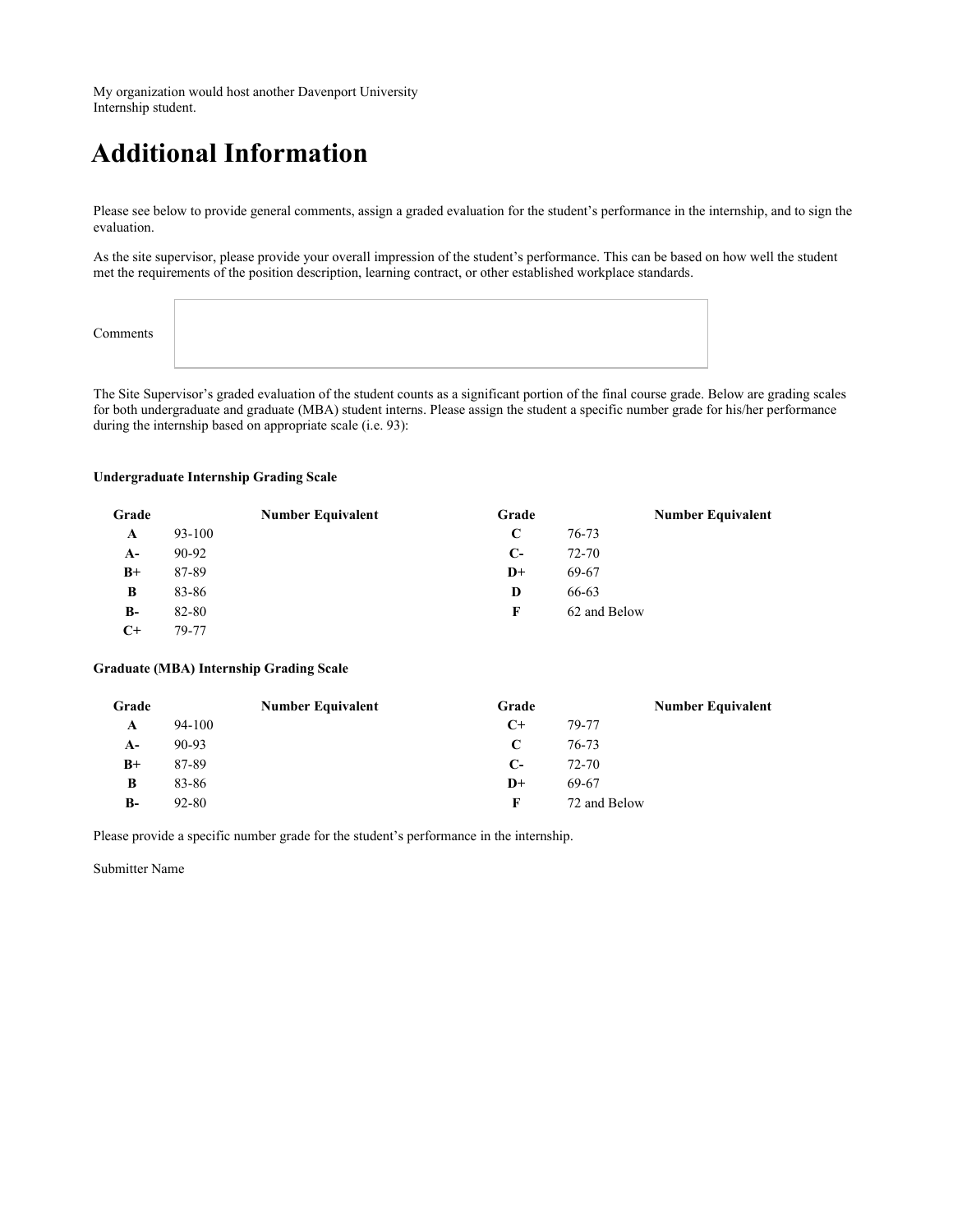My organization would host another Davenport University Internship student.

# Additional Information

Please see below to provide general comments, assign a graded evaluation for the student's performance in the internship, and to sign the evaluation.

As the site supervisor, please provide your overall impression of the student's performance. This can be based on how well the student met the requirements of the position description, learning contract, or other established workplace standards.

Comments

The Site Supervisor's graded evaluation of the student counts as a significant portion of the final course grade. Below are grading scales for both undergraduate and graduate (MBA) student interns. Please assign the student a specific number grade for his/her performance during the internship based on appropriate scale (i.e. 93):

**Undergraduate Internship Grading Scale**

| Grade | Number Equivalent | Grade | Number Equivalent |
|---|---|---|---|
| **A** | 93-100 | **C** | 76-73 |
| **A-** | 90-92 | **C-** | 72-70 |
| **B+** | 87-89 | **D+** | 69-67 |
| **B** | 83-86 | **D** | 66-63 |
| **B-** | 82-80 | **F** | 62 and Below |
| **C+** | 79-77 | | |

**Graduate (MBA) Internship Grading Scale**

| Grade | Number Equivalent | Grade | Number Equivalent |
|---|---|---|---|
| **A** | 94-100 | **C+** | 79-77 |
| **A-** | 90-93 | **C** | 76-73 |
| **B+** | 87-89 | **C-** | 72-70 |
| **B** | 83-86 | **D+** | 69-67 |
| **B-** | 92-80 | **F** | 72 and Below |

Please provide a specific number grade for the student's performance in the internship.

Submitter Name